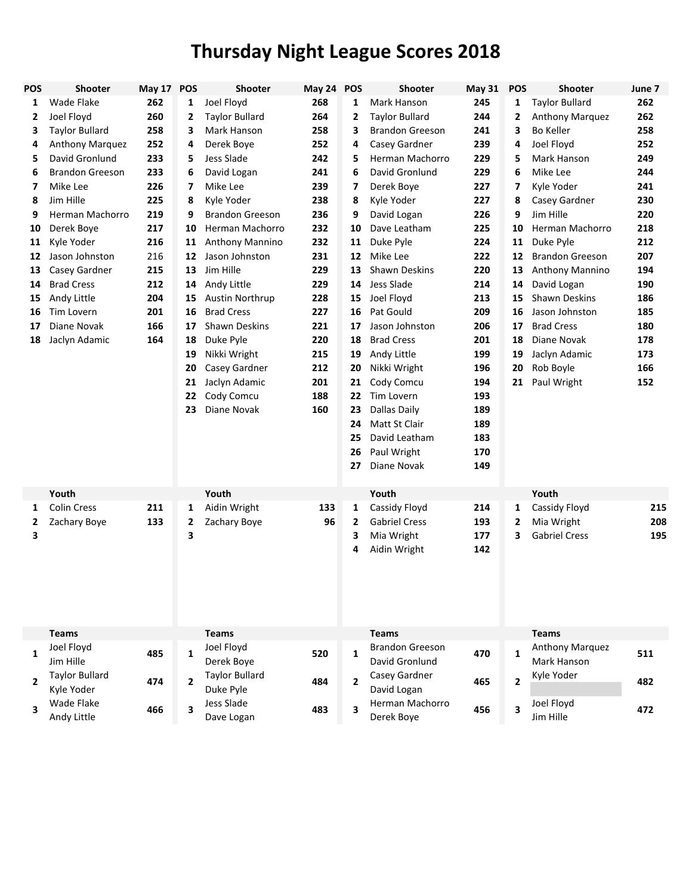# Thursday Night League Scores 2018

| POS | Shooter | May 17 | POS | Shooter | May 24 | POS | Shooter | May 31 | POS | Shooter | June 7 |
|---|---|---|---|---|---|---|---|---|---|---|---|
| 1 | Wade Flake | 262 | 1 | Joel Floyd | 268 | 1 | Mark Hanson | 245 | 1 | Taylor Bullard | 262 |
| 2 | Joel Floyd | 260 | 2 | Taylor Bullard | 264 | 2 | Taylor Bullard | 244 | 2 | Anthony Marquez | 262 |
| 3 | Taylor Bullard | 258 | 3 | Mark Hanson | 258 | 3 | Brandon Greeson | 241 | 3 | Bo Keller | 258 |
| 4 | Anthony Marquez | 252 | 4 | Derek Boye | 252 | 4 | Casey Gardner | 239 | 4 | Joel Floyd | 252 |
| 5 | David Gronlund | 233 | 5 | Jess Slade | 242 | 5 | Herman Machorro | 229 | 5 | Mark Hanson | 249 |
| 6 | Brandon Greeson | 233 | 6 | David Logan | 241 | 6 | David Gronlund | 229 | 6 | Mike Lee | 244 |
| 7 | Mike Lee | 226 | 7 | Mike Lee | 239 | 7 | Derek Boye | 227 | 7 | Kyle Yoder | 241 |
| 8 | Jim Hille | 225 | 8 | Kyle Yoder | 238 | 8 | Kyle Yoder | 227 | 8 | Casey Gardner | 230 |
| 9 | Herman Machorro | 219 | 9 | Brandon Greeson | 236 | 9 | David Logan | 226 | 9 | Jim Hille | 220 |
| 10 | Derek Boye | 217 | 10 | Herman Machorro | 232 | 10 | Dave Leatham | 225 | 10 | Herman Machorro | 218 |
| 11 | Kyle Yoder | 216 | 11 | Anthony Mannino | 232 | 11 | Duke Pyle | 224 | 11 | Duke Pyle | 212 |
| 12 | Jason Johnston | 216 | 12 | Jason Johnston | 231 | 12 | Mike Lee | 222 | 12 | Brandon Greeson | 207 |
| 13 | Casey Gardner | 215 | 13 | Jim Hille | 229 | 13 | Shawn Deskins | 220 | 13 | Anthony Mannino | 194 |
| 14 | Brad Cress | 212 | 14 | Andy Little | 229 | 14 | Jess Slade | 214 | 14 | David Logan | 190 |
| 15 | Andy Little | 204 | 15 | Austin Northrup | 228 | 15 | Joel Floyd | 213 | 15 | Shawn Deskins | 186 |
| 16 | Tim Lovern | 201 | 16 | Brad Cress | 227 | 16 | Pat Gould | 209 | 16 | Jason Johnston | 185 |
| 17 | Diane Novak | 166 | 17 | Shawn Deskins | 221 | 17 | Jason Johnston | 206 | 17 | Brad Cress | 180 |
| 18 | Jaclyn Adamic | 164 | 18 | Duke Pyle | 220 | 18 | Brad Cress | 201 | 18 | Diane Novak | 178 |
| | | | 19 | Nikki Wright | 215 | 19 | Andy Little | 199 | 19 | Jaclyn Adamic | 173 |
| | | | 20 | Casey Gardner | 212 | 20 | Nikki Wright | 196 | 20 | Rob Boyle | 166 |
| | | | 21 | Jaclyn Adamic | 201 | 21 | Cody Comcu | 194 | 21 | Paul Wright | 152 |
| | | | 22 | Cody Comcu | 188 | 22 | Tim Lovern | 193 | | | |
| | | | 23 | Diane Novak | 160 | 23 | Dallas Daily | 189 | | | |
| | | | | | | 24 | Matt St Clair | 189 | | | |
| | | | | | | 25 | David Leatham | 183 | | | |
| | | | | | | 26 | Paul Wright | 170 | | | |
| | | | | | | 27 | Diane Novak | 149 | | | |
| | **Youth** | | | **Youth** | | | **Youth** | | | **Youth** | |
| 1 | Colin Cress | 211 | 1 | Aidin Wright | 133 | 1 | Cassidy Floyd | 214 | 1 | Cassidy Floyd | 215 |
| 2 | Zachary Boye | 133 | 2 | Zachary Boye | 96 | 2 | Gabriel Cress | 193 | 2 | Mia Wright | 208 |
| 3 | | | 3 | | | 3 | Mia Wright | 177 | 3 | Gabriel Cress | 195 |
| | | | | | | 4 | Aidin Wright | 142 | | | |
| | **Teams** | | | **Teams** | | | **Teams** | | | **Teams** | |
| 1 | Joel Floyd<br>Jim Hille | 485 | 1 | Joel Floyd<br>Derek Boye | 520 | 1 | Brandon Greeson<br>David Gronlund | 470 | 1 | Anthony Marquez<br>Mark Hanson | 511 |
| 2 | Taylor Bullard<br>Kyle Yoder | 474 | 2 | Taylor Bullard<br>Duke Pyle | 484 | 2 | Casey Gardner<br>David Logan | 465 | 2 | Kyle Yoder | 482 |
| 3 | Wade Flake<br>Andy Little | 466 | 3 | Jess Slade<br>Dave Logan | 483 | 3 | Herman Machorro<br>Derek Boye | 456 | 3 | Joel Floyd<br>Jim Hille | 472 |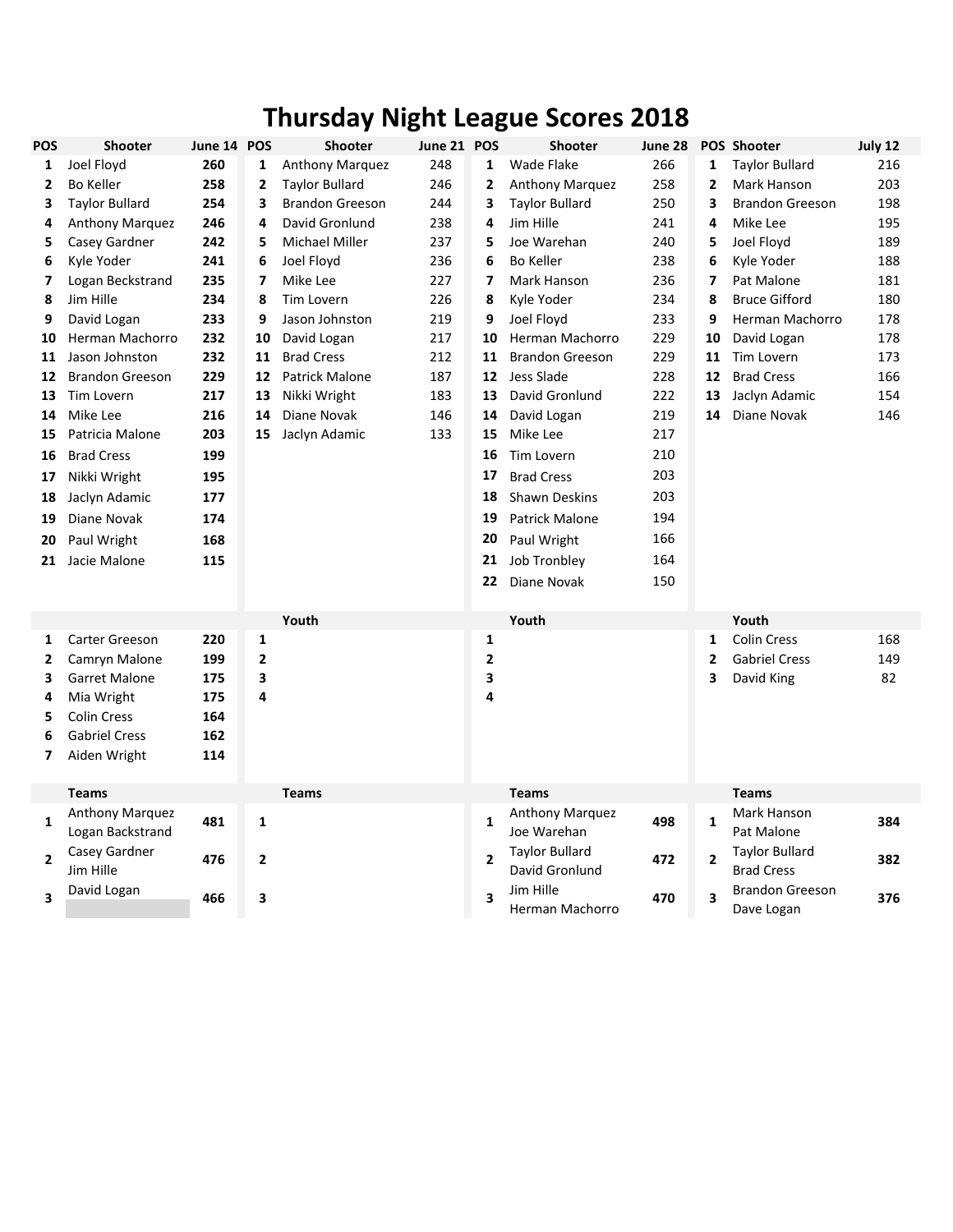# Thursday Night League Scores 2018

| POS | Shooter | June 14 | POS | Shooter | June 21 | POS | Shooter | June 28 | POS | Shooter | July 12 |
|---|---|---|---|---|---|---|---|---|---|---|---|
| 1 | Joel Floyd | 260 | 1 | Anthony Marquez | 248 | 1 | Wade Flake | 266 | 1 | Taylor Bullard | 216 |
| 2 | Bo Keller | 258 | 2 | Taylor Bullard | 246 | 2 | Anthony Marquez | 258 | 2 | Mark Hanson | 203 |
| 3 | Taylor Bullard | 254 | 3 | Brandon Greeson | 244 | 3 | Taylor Bullard | 250 | 3 | Brandon Greeson | 198 |
| 4 | Anthony Marquez | 246 | 4 | David Gronlund | 238 | 4 | Jim Hille | 241 | 4 | Mike Lee | 195 |
| 5 | Casey Gardner | 242 | 5 | Michael Miller | 237 | 5 | Joe Warehan | 240 | 5 | Joel Floyd | 189 |
| 6 | Kyle Yoder | 241 | 6 | Joel Floyd | 236 | 6 | Bo Keller | 238 | 6 | Kyle Yoder | 188 |
| 7 | Logan Beckstrand | 235 | 7 | Mike Lee | 227 | 7 | Mark Hanson | 236 | 7 | Pat Malone | 181 |
| 8 | Jim Hille | 234 | 8 | Tim Lovern | 226 | 8 | Kyle Yoder | 234 | 8 | Bruce Gifford | 180 |
| 9 | David Logan | 233 | 9 | Jason Johnston | 219 | 9 | Joel Floyd | 233 | 9 | Herman Machorro | 178 |
| 10 | Herman Machorro | 232 | 10 | David Logan | 217 | 10 | Herman Machorro | 229 | 10 | David Logan | 178 |
| 11 | Jason Johnston | 232 | 11 | Brad Cress | 212 | 11 | Brandon Greeson | 229 | 11 | Tim Lovern | 173 |
| 12 | Brandon Greeson | 229 | 12 | Patrick Malone | 187 | 12 | Jess Slade | 228 | 12 | Brad Cress | 166 |
| 13 | Tim Lovern | 217 | 13 | Nikki Wright | 183 | 13 | David Gronlund | 222 | 13 | Jaclyn Adamic | 154 |
| 14 | Mike Lee | 216 | 14 | Diane Novak | 146 | 14 | David Logan | 219 | 14 | Diane Novak | 146 |
| 15 | Patricia Malone | 203 | 15 | Jaclyn Adamic | 133 | 15 | Mike Lee | 217 | | | |
| 16 | Brad Cress | 199 | | | | 16 | Tim Lovern | 210 | | | |
| 17 | Nikki Wright | 195 | | | | 17 | Brad Cress | 203 | | | |
| 18 | Jaclyn Adamic | 177 | | | | 18 | Shawn Deskins | 203 | | | |
| 19 | Diane Novak | 174 | | | | 19 | Patrick Malone | 194 | | | |
| 20 | Paul Wright | 168 | | | | 20 | Paul Wright | 166 | | | |
| 21 | Jacie Malone | 115 | | | | 21 | Job Tronbley | 164 | | | |
| | | | | | | 22 | Diane Novak | 150 | | | |
| | | | | **Youth** | | | **Youth** | | | **Youth** | |
| 1 | Carter Greeson | 220 | 1 | | | 1 | | | 1 | Colin Cress | 168 |
| 2 | Camryn Malone | 199 | 2 | | | 2 | | | 2 | Gabriel Cress | 149 |
| 3 | Garret Malone | 175 | 3 | | | 3 | | | 3 | David King | 82 |
| 4 | Mia Wright | 175 | 4 | | | 4 | | | | | |
| 5 | Colin Cress | 164 | | | | | | | | | |
| 6 | Gabriel Cress | 162 | | | | | | | | | |
| 7 | Aiden Wright | 114 | | | | | | | | | |
| | **Teams** | | | **Teams** | | | **Teams** | | | **Teams** | |
| 1 | Anthony Marquez<br>Logan Backstrand | 481 | 1 | | | 1 | Anthony Marquez<br>Joe Warehan | 498 | 1 | Mark Hanson<br>Pat Malone | 384 |
| 2 | Casey Gardner<br>Jim Hille | 476 | 2 | | | 2 | Taylor Bullard<br>David Gronlund | 472 | 2 | Taylor Bullard<br>Brad Cress | 382 |
| 3 | David Logan | 466 | 3 | | | 3 | Jim Hille<br>Herman Machorro | 470 | 3 | Brandon Greeson<br>Dave Logan | 376 |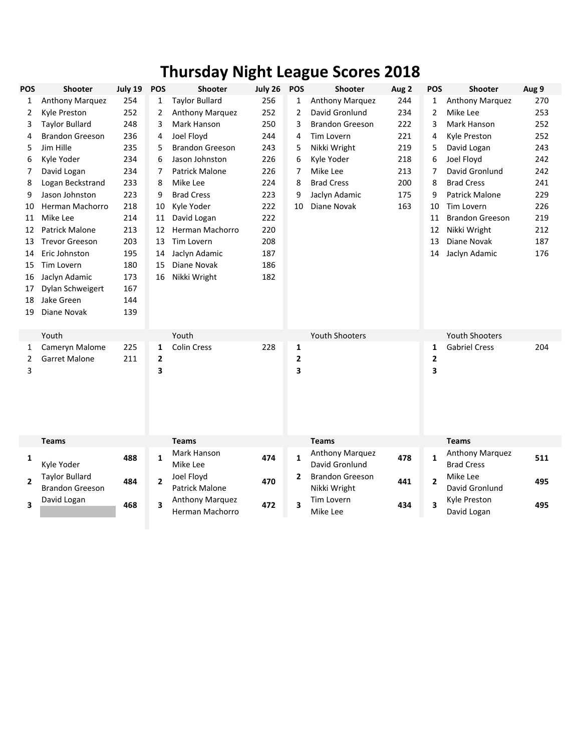# Thursday Night League Scores 2018

| POS | Shooter | July 19 | POS | Shooter | July 26 | POS | Shooter | Aug 2 | POS | Shooter | Aug 9 |
|---|---|---|---|---|---|---|---|---|---|---|---|
| 1 | Anthony Marquez | 254 | 1 | Taylor Bullard | 256 | 1 | Anthony Marquez | 244 | 1 | Anthony Marquez | 270 |
| 2 | Kyle Preston | 252 | 2 | Anthony Marquez | 252 | 2 | David Gronlund | 234 | 2 | Mike Lee | 253 |
| 3 | Taylor Bullard | 248 | 3 | Mark Hanson | 250 | 3 | Brandon Greeson | 222 | 3 | Mark Hanson | 252 |
| 4 | Brandon Greeson | 236 | 4 | Joel Floyd | 244 | 4 | Tim Lovern | 221 | 4 | Kyle Preston | 252 |
| 5 | Jim Hille | 235 | 5 | Brandon Greeson | 243 | 5 | Nikki Wright | 219 | 5 | David Logan | 243 |
| 6 | Kyle Yoder | 234 | 6 | Jason Johnston | 226 | 6 | Kyle Yoder | 218 | 6 | Joel Floyd | 242 |
| 7 | David Logan | 234 | 7 | Patrick Malone | 226 | 7 | Mike Lee | 213 | 7 | David Gronlund | 242 |
| 8 | Logan Beckstrand | 233 | 8 | Mike Lee | 224 | 8 | Brad Cress | 200 | 8 | Brad Cress | 241 |
| 9 | Jason Johnston | 223 | 9 | Brad Cress | 223 | 9 | Jaclyn Adamic | 175 | 9 | Patrick Malone | 229 |
| 10 | Herman Machorro | 218 | 10 | Kyle Yoder | 222 | 10 | Diane Novak | 163 | 10 | Tim Lovern | 226 |
| 11 | Mike Lee | 214 | 11 | David Logan | 222 | | | | 11 | Brandon Greeson | 219 |
| 12 | Patrick Malone | 213 | 12 | Herman Machorro | 220 | | | | 12 | Nikki Wright | 212 |
| 13 | Trevor Greeson | 203 | 13 | Tim Lovern | 208 | | | | 13 | Diane Novak | 187 |
| 14 | Eric Johnston | 195 | 14 | Jaclyn Adamic | 187 | | | | 14 | Jaclyn Adamic | 176 |
| 15 | Tim Lovern | 180 | 15 | Diane Novak | 186 | | | | | | |
| 16 | Jaclyn Adamic | 173 | 16 | Nikki Wright | 182 | | | | | | |
| 17 | Dylan Schweigert | 167 | | | | | | | | | |
| 18 | Jake Green | 144 | | | | | | | | | |
| 19 | Diane Novak | 139 | | | | | | | | | |

| | Youth | | | Youth | | | Youth Shooters | | | Youth Shooters | |
|---|---|---|---|---|---|---|---|---|---|---|---|
| 1 | Cameryn Malome | 225 | 1 | Colin Cress | 228 | 1 | | | 1 | Gabriel Cress | 204 |
| 2 | Garret Malone | 211 | 2 | | | 2 | | | 2 | | |
| 3 | | | 3 | | | 3 | | | 3 | | |

| | Teams | | | Teams | | | Teams | | | Teams | |
|---|---|---|---|---|---|---|---|---|---|---|---|
| 1 | Kyle Yoder | 488 | 1 | Mark Hanson<br>Mike Lee | 474 | 1 | Anthony Marquez<br>David Gronlund | 478 | 1 | Anthony Marquez<br>Brad Cress | 511 |
| 2 | Taylor Bullard<br>Brandon Greeson | 484 | 2 | Joel Floyd<br>Patrick Malone | 470 | 2 | Brandon Greeson<br>Nikki Wright | 441 | 2 | Mike Lee<br>David Gronlund | 495 |
| 3 | David Logan | 468 | 3 | Anthony Marquez<br>Herman Machorro | 472 | 3 | Tim Lovern<br>Mike Lee | 434 | 3 | Kyle Preston<br>David Logan | 495 |